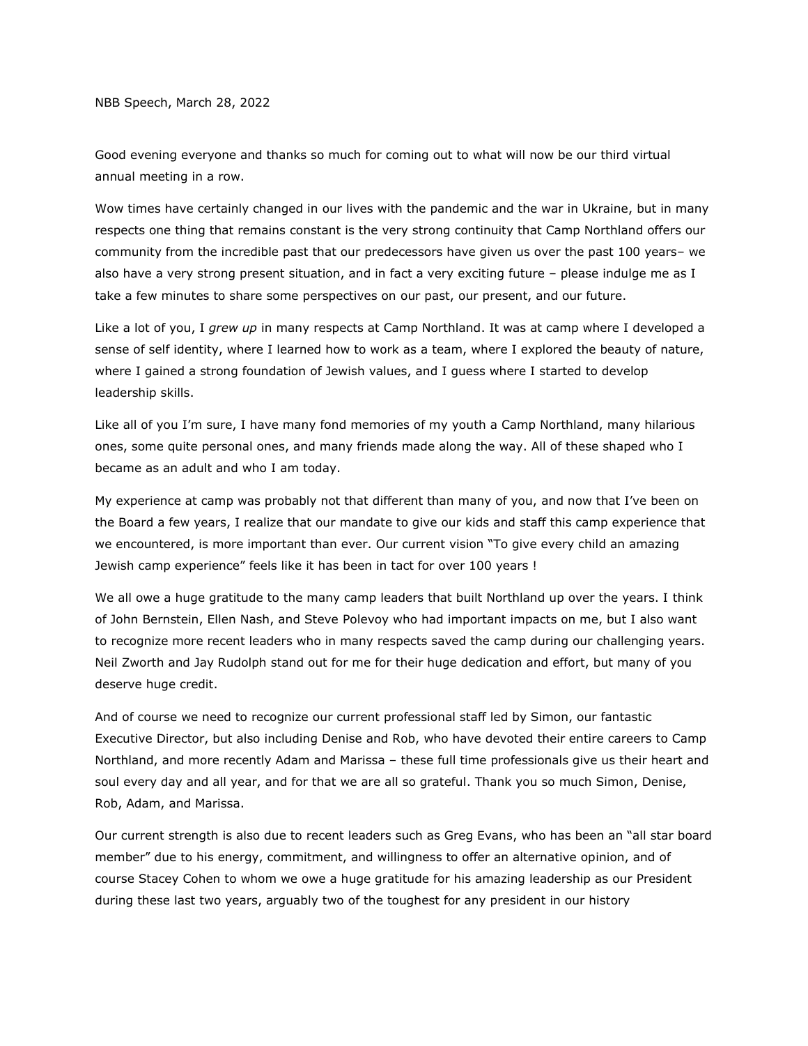NBB Speech, March 28, 2022

Good evening everyone and thanks so much for coming out to what will now be our third virtual annual meeting in a row.

Wow times have certainly changed in our lives with the pandemic and the war in Ukraine, but in many respects one thing that remains constant is the very strong continuity that Camp Northland offers our community from the incredible past that our predecessors have given us over the past 100 years– we also have a very strong present situation, and in fact a very exciting future – please indulge me as I take a few minutes to share some perspectives on our past, our present, and our future.

Like a lot of you, I *grew up* in many respects at Camp Northland. It was at camp where I developed a sense of self identity, where I learned how to work as a team, where I explored the beauty of nature, where I gained a strong foundation of Jewish values, and I guess where I started to develop leadership skills.

Like all of you I'm sure, I have many fond memories of my youth a Camp Northland, many hilarious ones, some quite personal ones, and many friends made along the way. All of these shaped who I became as an adult and who I am today.

My experience at camp was probably not that different than many of you, and now that I've been on the Board a few years, I realize that our mandate to give our kids and staff this camp experience that we encountered, is more important than ever. Our current vision "To give every child an amazing Jewish camp experience" feels like it has been in tact for over 100 years !

We all owe a huge gratitude to the many camp leaders that built Northland up over the years. I think of John Bernstein, Ellen Nash, and Steve Polevoy who had important impacts on me, but I also want to recognize more recent leaders who in many respects saved the camp during our challenging years. Neil Zworth and Jay Rudolph stand out for me for their huge dedication and effort, but many of you deserve huge credit.

And of course we need to recognize our current professional staff led by Simon, our fantastic Executive Director, but also including Denise and Rob, who have devoted their entire careers to Camp Northland, and more recently Adam and Marissa – these full time professionals give us their heart and soul every day and all year, and for that we are all so grateful. Thank you so much Simon, Denise, Rob, Adam, and Marissa.

Our current strength is also due to recent leaders such as Greg Evans, who has been an "all star board member" due to his energy, commitment, and willingness to offer an alternative opinion, and of course Stacey Cohen to whom we owe a huge gratitude for his amazing leadership as our President during these last two years, arguably two of the toughest for any president in our history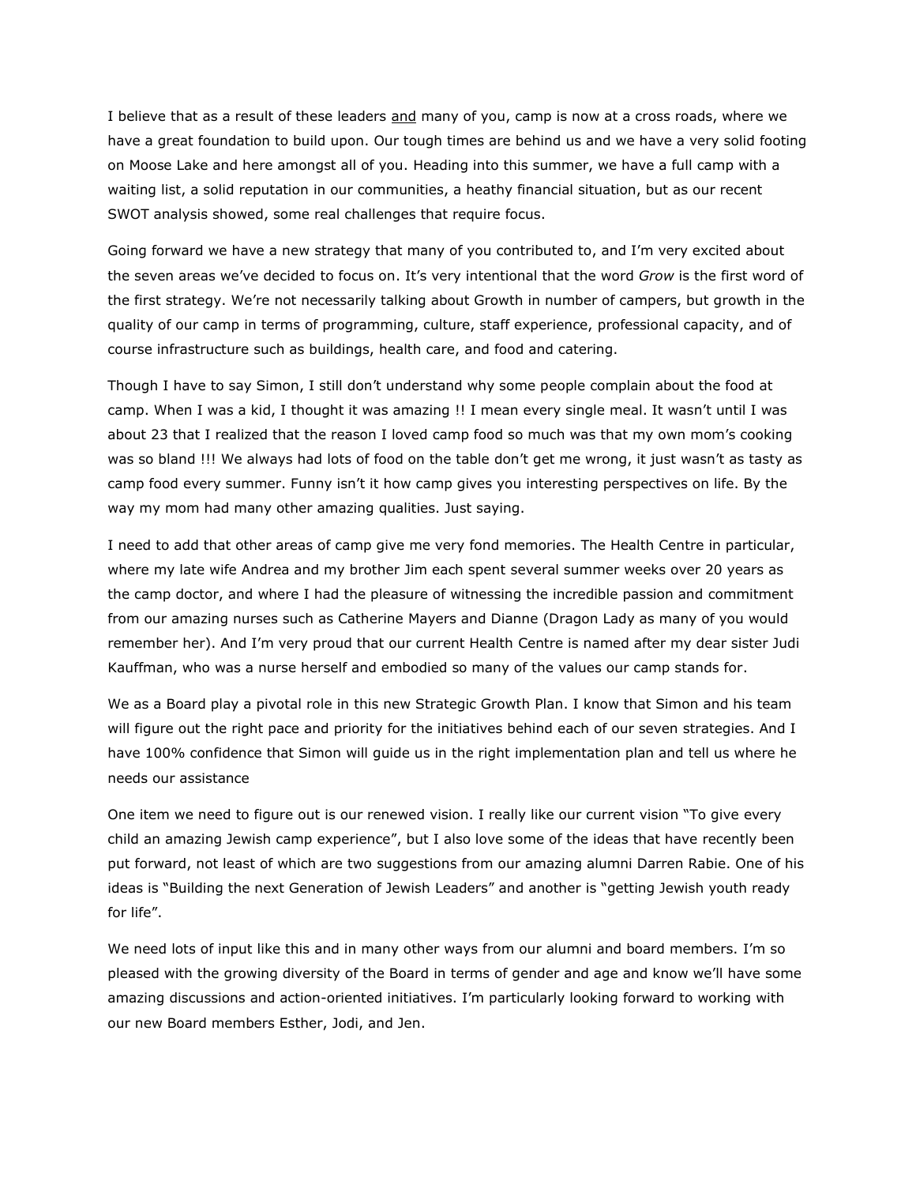I believe that as a result of these leaders <u>and</u> many of you, camp is now at a cross roads, where we have a great foundation to build upon. Our tough times are behind us and we have a very solid footing on Moose Lake and here amongst all of you. Heading into this summer, we have a full camp with a waiting list, a solid reputation in our communities, a heathy financial situation, but as our recent SWOT analysis showed, some real challenges that require focus.

Going forward we have a new strategy that many of you contributed to, and I'm very excited about the seven areas we've decided to focus on. It's very intentional that the word *Grow* is the first word of the first strategy. We're not necessarily talking about Growth in number of campers, but growth in the quality of our camp in terms of programming, culture, staff experience, professional capacity, and of course infrastructure such as buildings, health care, and food and catering.

Though I have to say Simon, I still don't understand why some people complain about the food at camp. When I was a kid, I thought it was amazing !! I mean every single meal. It wasn't until I was about 23 that I realized that the reason I loved camp food so much was that my own mom's cooking was so bland !!! We always had lots of food on the table don't get me wrong, it just wasn't as tasty as camp food every summer. Funny isn't it how camp gives you interesting perspectives on life. By the way my mom had many other amazing qualities. Just saying.

I need to add that other areas of camp give me very fond memories. The Health Centre in particular, where my late wife Andrea and my brother Jim each spent several summer weeks over 20 years as the camp doctor, and where I had the pleasure of witnessing the incredible passion and commitment from our amazing nurses such as Catherine Mayers and Dianne (Dragon Lady as many of you would remember her). And I'm very proud that our current Health Centre is named after my dear sister Judi Kauffman, who was a nurse herself and embodied so many of the values our camp stands for.

We as a Board play a pivotal role in this new Strategic Growth Plan. I know that Simon and his team will figure out the right pace and priority for the initiatives behind each of our seven strategies. And I have 100% confidence that Simon will guide us in the right implementation plan and tell us where he needs our assistance

One item we need to figure out is our renewed vision. I really like our current vision "To give every child an amazing Jewish camp experience", but I also love some of the ideas that have recently been put forward, not least of which are two suggestions from our amazing alumni Darren Rabie. One of his ideas is "Building the next Generation of Jewish Leaders" and another is "getting Jewish youth ready for life".

We need lots of input like this and in many other ways from our alumni and board members. I'm so pleased with the growing diversity of the Board in terms of gender and age and know we'll have some amazing discussions and action-oriented initiatives. I'm particularly looking forward to working with our new Board members Esther, Jodi, and Jen.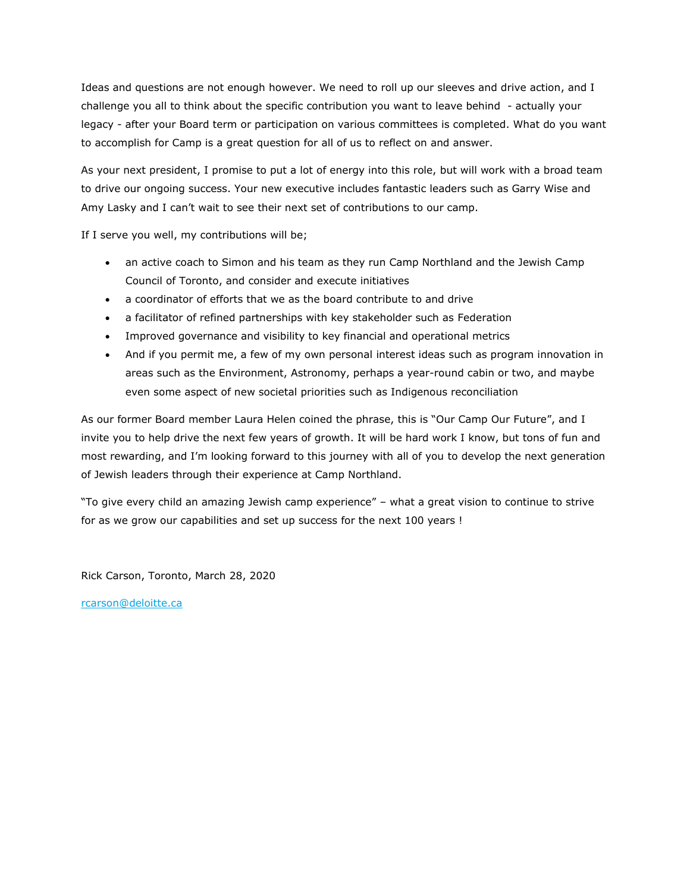Ideas and questions are not enough however. We need to roll up our sleeves and drive action, and I challenge you all to think about the specific contribution you want to leave behind - actually your legacy - after your Board term or participation on various committees is completed. What do you want to accomplish for Camp is a great question for all of us to reflect on and answer.

As your next president, I promise to put a lot of energy into this role, but will work with a broad team to drive our ongoing success. Your new executive includes fantastic leaders such as Garry Wise and Amy Lasky and I can't wait to see their next set of contributions to our camp.

If I serve you well, my contributions will be;

- an active coach to Simon and his team as they run Camp Northland and the Jewish Camp Council of Toronto, and consider and execute initiatives
- a coordinator of efforts that we as the board contribute to and drive
- a facilitator of refined partnerships with key stakeholder such as Federation
- Improved governance and visibility to key financial and operational metrics
- And if you permit me, a few of my own personal interest ideas such as program innovation in areas such as the Environment, Astronomy, perhaps a year-round cabin or two, and maybe even some aspect of new societal priorities such as Indigenous reconciliation

As our former Board member Laura Helen coined the phrase, this is "Our Camp Our Future", and I invite you to help drive the next few years of growth. It will be hard work I know, but tons of fun and most rewarding, and I'm looking forward to this journey with all of you to develop the next generation of Jewish leaders through their experience at Camp Northland.

"To give every child an amazing Jewish camp experience" – what a great vision to continue to strive for as we grow our capabilities and set up success for the next 100 years !

Rick Carson, Toronto, March 28, 2020

rcarson@deloitte.ca